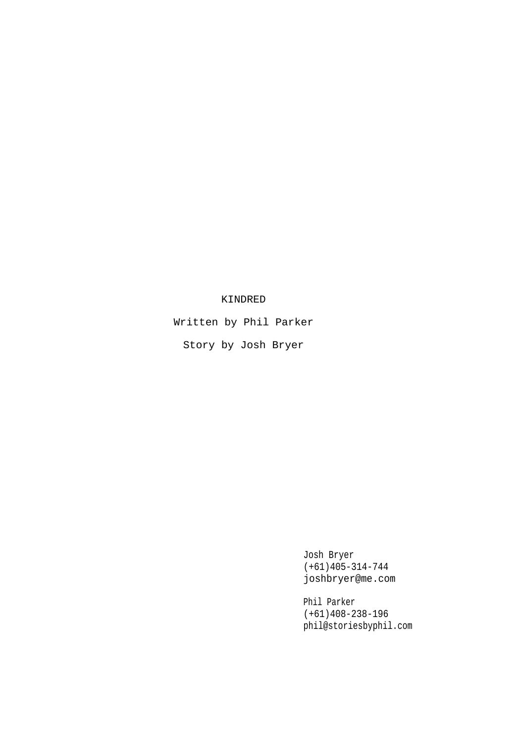# KINDRED

Written by Phil Parker

Story by Josh Bryer

Josh Bryer
(+61)405-314-744
joshbryer@me.com

Phil Parker
(+61)408-238-196
phil@storiesbyphil.com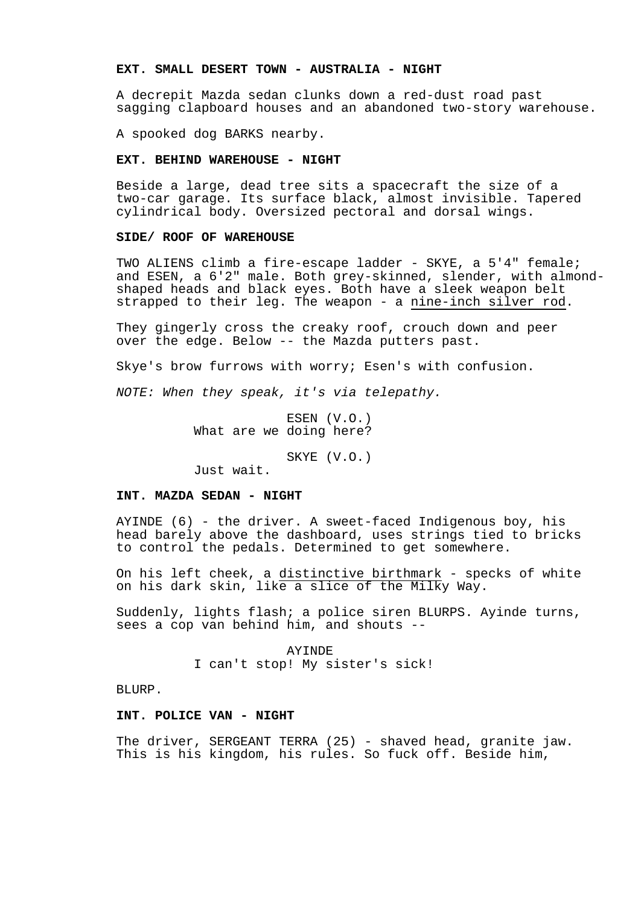**EXT. SMALL DESERT TOWN - AUSTRALIA - NIGHT**

A decrepit Mazda sedan clunks down a red-dust road past sagging clapboard houses and an abandoned two-story warehouse.

A spooked dog BARKS nearby.

**EXT. BEHIND WAREHOUSE - NIGHT**

Beside a large, dead tree sits a spacecraft the size of a two-car garage. Its surface black, almost invisible. Tapered cylindrical body. Oversized pectoral and dorsal wings.

**SIDE/ ROOF OF WAREHOUSE**

TWO ALIENS climb a fire-escape ladder - SKYE, a 5'4" female; and ESEN, a 6'2" male. Both grey-skinned, slender, with almond-shaped heads and black eyes. Both have a sleek weapon belt strapped to their leg. The weapon - a <u>nine-inch silver rod</u>.

They gingerly cross the creaky roof, crouch down and peer over the edge. Below -- the Mazda putters past.

Skye's brow furrows with worry; Esen's with confusion.

*NOTE: When they speak, it's via telepathy.*

ESEN (V.O.)
What are we doing here?

SKYE (V.O.)
Just wait.

**INT. MAZDA SEDAN - NIGHT**

AYINDE (6) - the driver. A sweet-faced Indigenous boy, his head barely above the dashboard, uses strings tied to bricks to control the pedals. Determined to get somewhere.

On his left cheek, a <u>distinctive birthmark</u> - specks of white on his dark skin, like a slice of the Milky Way.

Suddenly, lights flash; a police siren BLURPS. Ayinde turns, sees a cop van behind him, and shouts --

AYINDE
I can't stop! My sister's sick!

BLURP.

**INT. POLICE VAN - NIGHT**

The driver, SERGEANT TERRA (25) - shaved head, granite jaw. This is his kingdom, his rules. So fuck off. Beside him,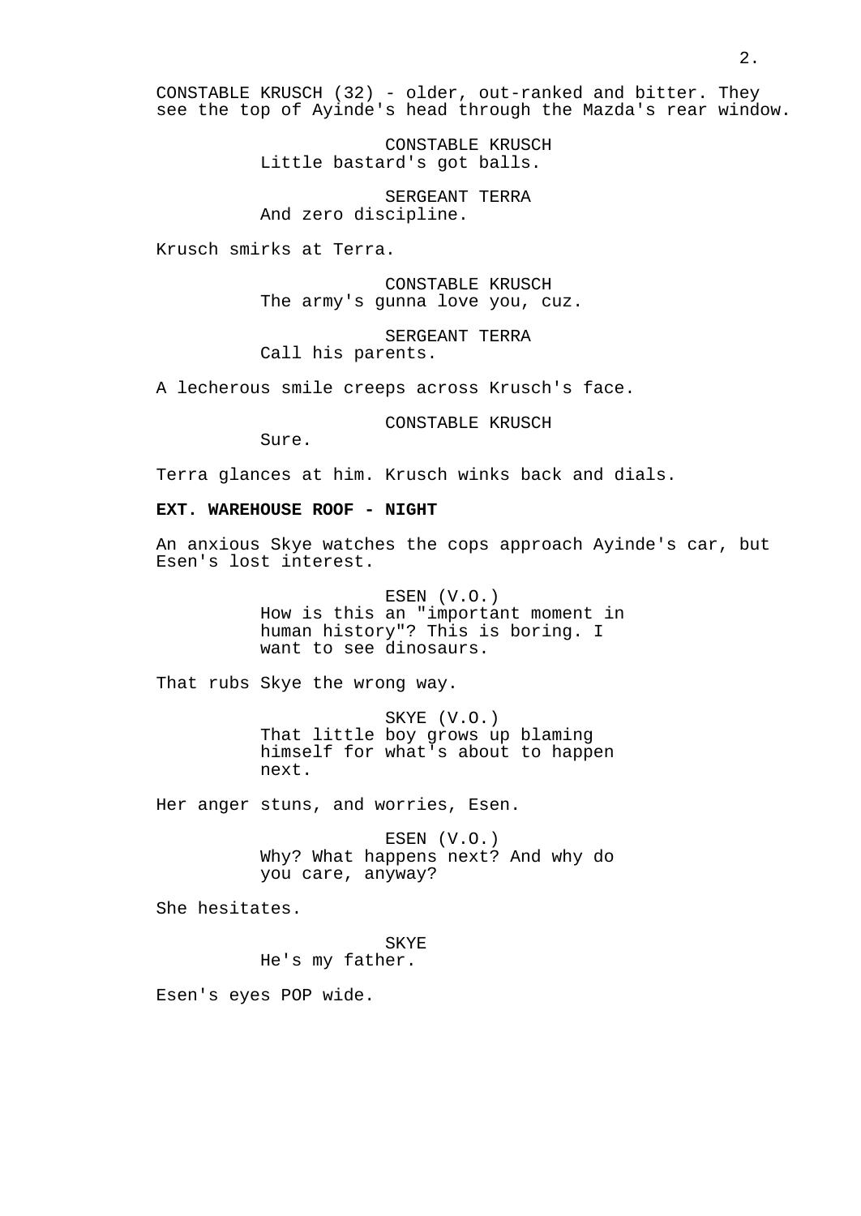CONSTABLE KRUSCH (32) - older, out-ranked and bitter. They see the top of Ayinde's head through the Mazda's rear window.

CONSTABLE KRUSCH
Little bastard's got balls.

SERGEANT TERRA
And zero discipline.

Krusch smirks at Terra.

CONSTABLE KRUSCH
The army's gunna love you, cuz.

SERGEANT TERRA
Call his parents.

A lecherous smile creeps across Krusch's face.

CONSTABLE KRUSCH
Sure.

Terra glances at him. Krusch winks back and dials.

**EXT. WAREHOUSE ROOF - NIGHT**

An anxious Skye watches the cops approach Ayinde's car, but Esen's lost interest.

ESEN (V.O.)
How is this an "important moment in human history"? This is boring. I want to see dinosaurs.

That rubs Skye the wrong way.

SKYE (V.O.)
That little boy grows up blaming himself for what's about to happen next.

Her anger stuns, and worries, Esen.

ESEN (V.O.)
Why? What happens next? And why do you care, anyway?

She hesitates.

SKYE
He's my father.

Esen's eyes POP wide.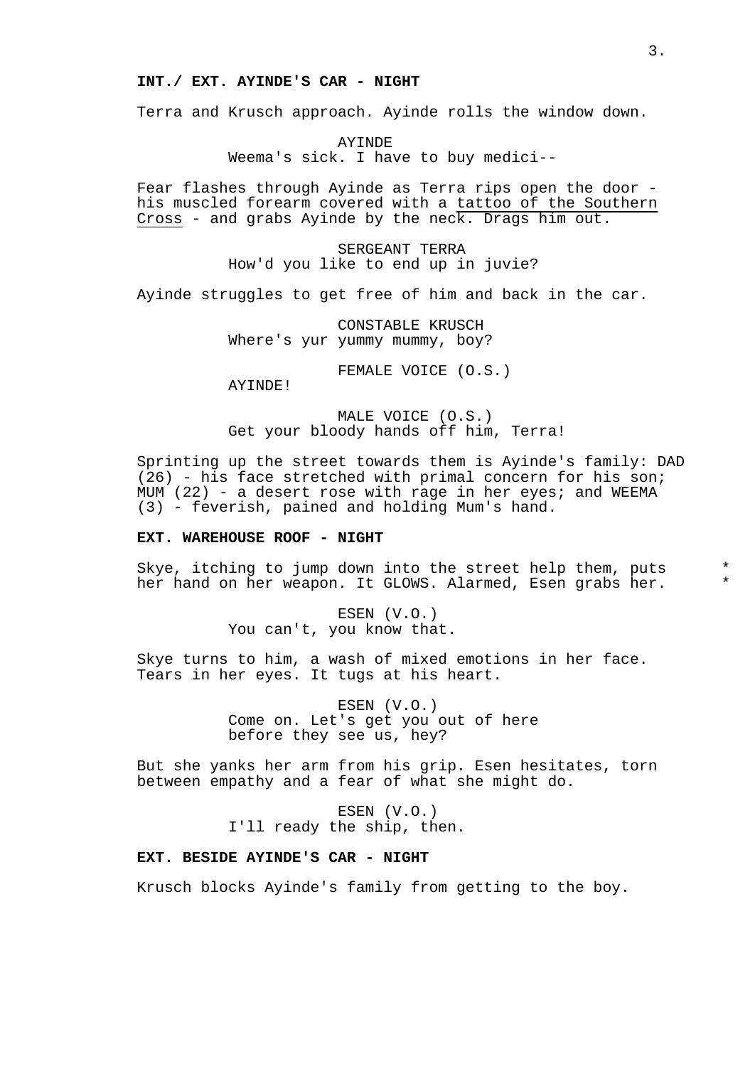**INT./ EXT. AYINDE'S CAR - NIGHT**

Terra and Krusch approach. Ayinde rolls the window down.

AYINDE
Weema's sick. I have to buy medici--

Fear flashes through Ayinde as Terra rips open the door - his muscled forearm covered with a <u>tattoo of the Southern Cross</u> - and grabs Ayinde by the neck. Drags him out.

SERGEANT TERRA
How'd you like to end up in juvie?

Ayinde struggles to get free of him and back in the car.

CONSTABLE KRUSCH
Where's yur yummy mummy, boy?

FEMALE VOICE (O.S.)
AYINDE!

MALE VOICE (O.S.)
Get your bloody hands off him, Terra!

Sprinting up the street towards them is Ayinde's family: DAD (26) - his face stretched with primal concern for his son; MUM (22) - a desert rose with rage in her eyes; and WEEMA (3) - feverish, pained and holding Mum's hand.

**EXT. WAREHOUSE ROOF - NIGHT**

Skye, itching to jump down into the street help them, puts her hand on her weapon. It GLOWS. Alarmed, Esen grabs her. *

ESEN (V.O.)
You can't, you know that.

Skye turns to him, a wash of mixed emotions in her face. Tears in her eyes. It tugs at his heart.

ESEN (V.O.)
Come on. Let's get you out of here before they see us, hey?

But she yanks her arm from his grip. Esen hesitates, torn between empathy and a fear of what she might do.

ESEN (V.O.)
I'll ready the ship, then.

**EXT. BESIDE AYINDE'S CAR - NIGHT**

Krusch blocks Ayinde's family from getting to the boy.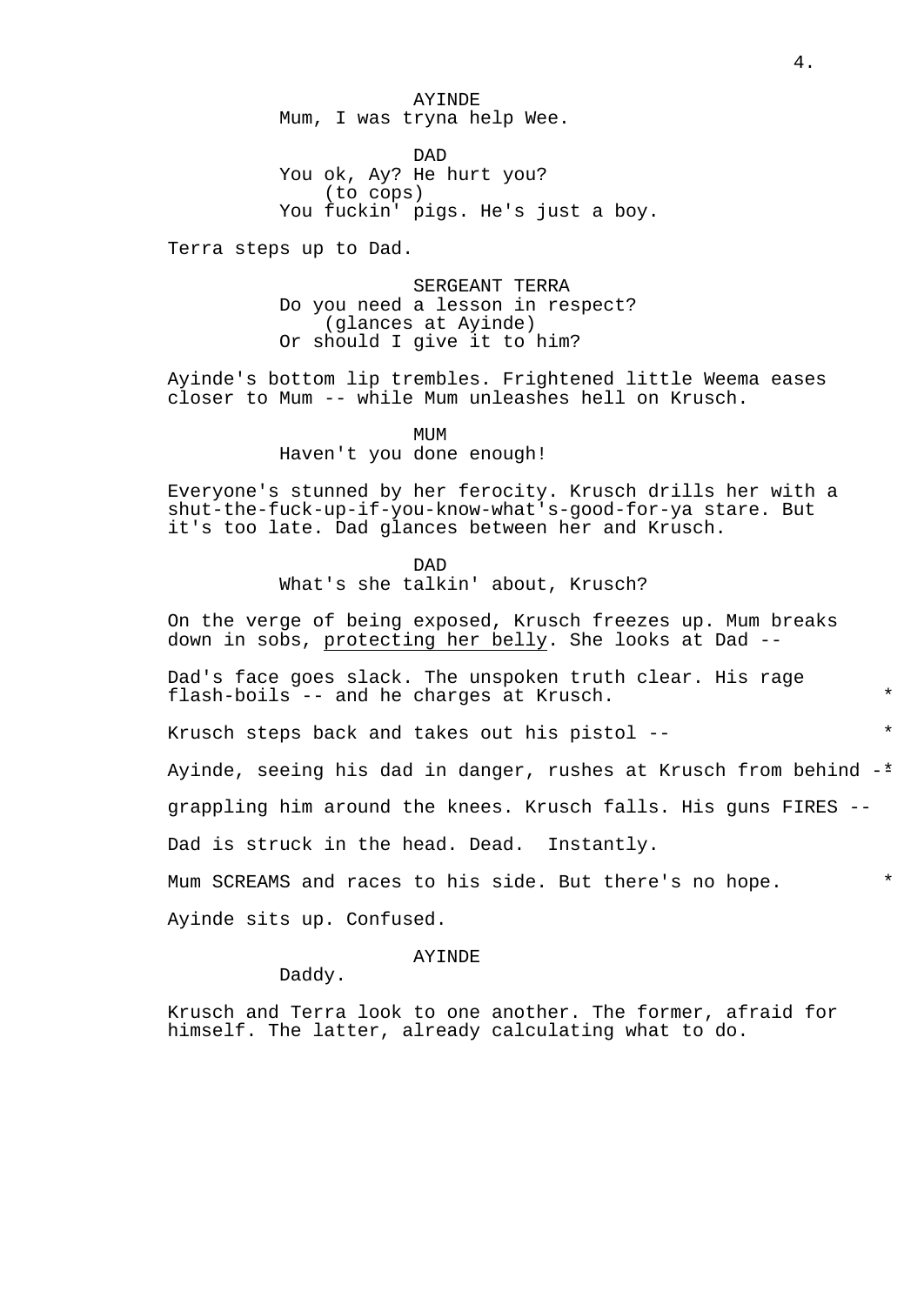AYINDE
Mum, I was tryna help Wee.

DAD
You ok, Ay? He hurt you?
(to cops)
You fuckin' pigs. He's just a boy.

Terra steps up to Dad.

SERGEANT TERRA
Do you need a lesson in respect?
(glances at Ayinde)
Or should I give it to him?

Ayinde's bottom lip trembles. Frightened little Weema eases closer to Mum -- while Mum unleashes hell on Krusch.

MUM
Haven't you done enough!

Everyone's stunned by her ferocity. Krusch drills her with a shut-the-fuck-up-if-you-know-what's-good-for-ya stare. But it's too late. Dad glances between her and Krusch.

DAD
What's she talkin' about, Krusch?

On the verge of being exposed, Krusch freezes up. Mum breaks down in sobs, <u>protecting her belly</u>. She looks at Dad --

Dad's face goes slack. The unspoken truth clear. His rage flash-boils -- and he charges at Krusch. *

Krusch steps back and takes out his pistol -- *

Ayinde, seeing his dad in danger, rushes at Krusch from behind -- *

grappling him around the knees. Krusch falls. His guns FIRES --

Dad is struck in the head. Dead. Instantly.

Mum SCREAMS and races to his side. But there's no hope. *

Ayinde sits up. Confused.

AYINDE
Daddy.

Krusch and Terra look to one another. The former, afraid for himself. The latter, already calculating what to do.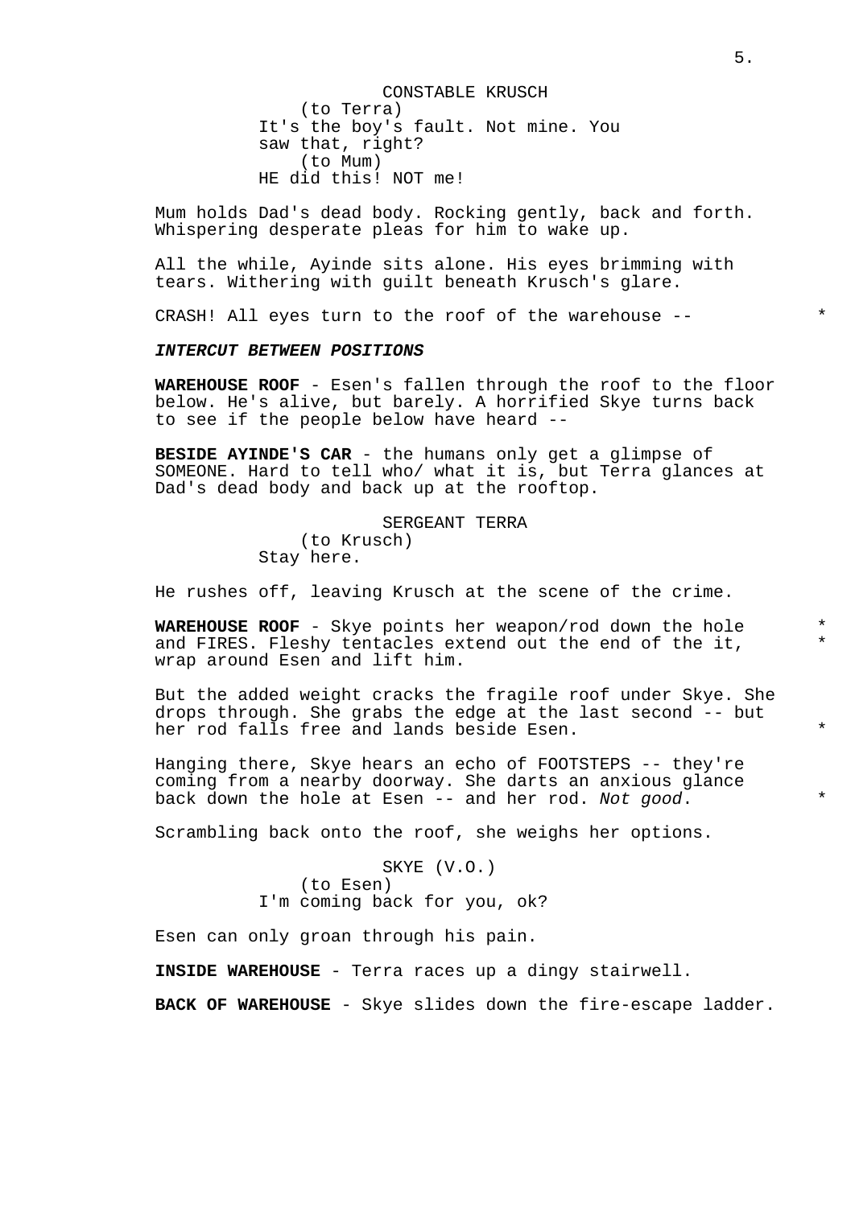CONSTABLE KRUSCH
(to Terra)
It's the boy's fault. Not mine. You saw that, right?
(to Mum)
HE did this! NOT me!

Mum holds Dad's dead body. Rocking gently, back and forth. Whispering desperate pleas for him to wake up.

All the while, Ayinde sits alone. His eyes brimming with tears. Withering with guilt beneath Krusch's glare.

CRASH! All eyes turn to the roof of the warehouse -- *

***INTERCUT BETWEEN POSITIONS***

**WAREHOUSE ROOF** - Esen's fallen through the roof to the floor below. He's alive, but barely. A horrified Skye turns back to see if the people below have heard --

**BESIDE AYINDE'S CAR** - the humans only get a glimpse of SOMEONE. Hard to tell who/ what it is, but Terra glances at Dad's dead body and back up at the rooftop.

SERGEANT TERRA
(to Krusch)
Stay here.

He rushes off, leaving Krusch at the scene of the crime.

**WAREHOUSE ROOF** - Skye points her weapon/rod down the hole and FIRES. Fleshy tentacles extend out the end of the it, wrap around Esen and lift him. * *

But the added weight cracks the fragile roof under Skye. She drops through. She grabs the edge at the last second -- but her rod falls free and lands beside Esen. *

Hanging there, Skye hears an echo of FOOTSTEPS -- they're coming from a nearby doorway. She darts an anxious glance back down the hole at Esen -- and her rod. *Not good*. *

Scrambling back onto the roof, she weighs her options.

SKYE (V.O.)
(to Esen)
I'm coming back for you, ok?

Esen can only groan through his pain.

**INSIDE WAREHOUSE** - Terra races up a dingy stairwell.

**BACK OF WAREHOUSE** - Skye slides down the fire-escape ladder.